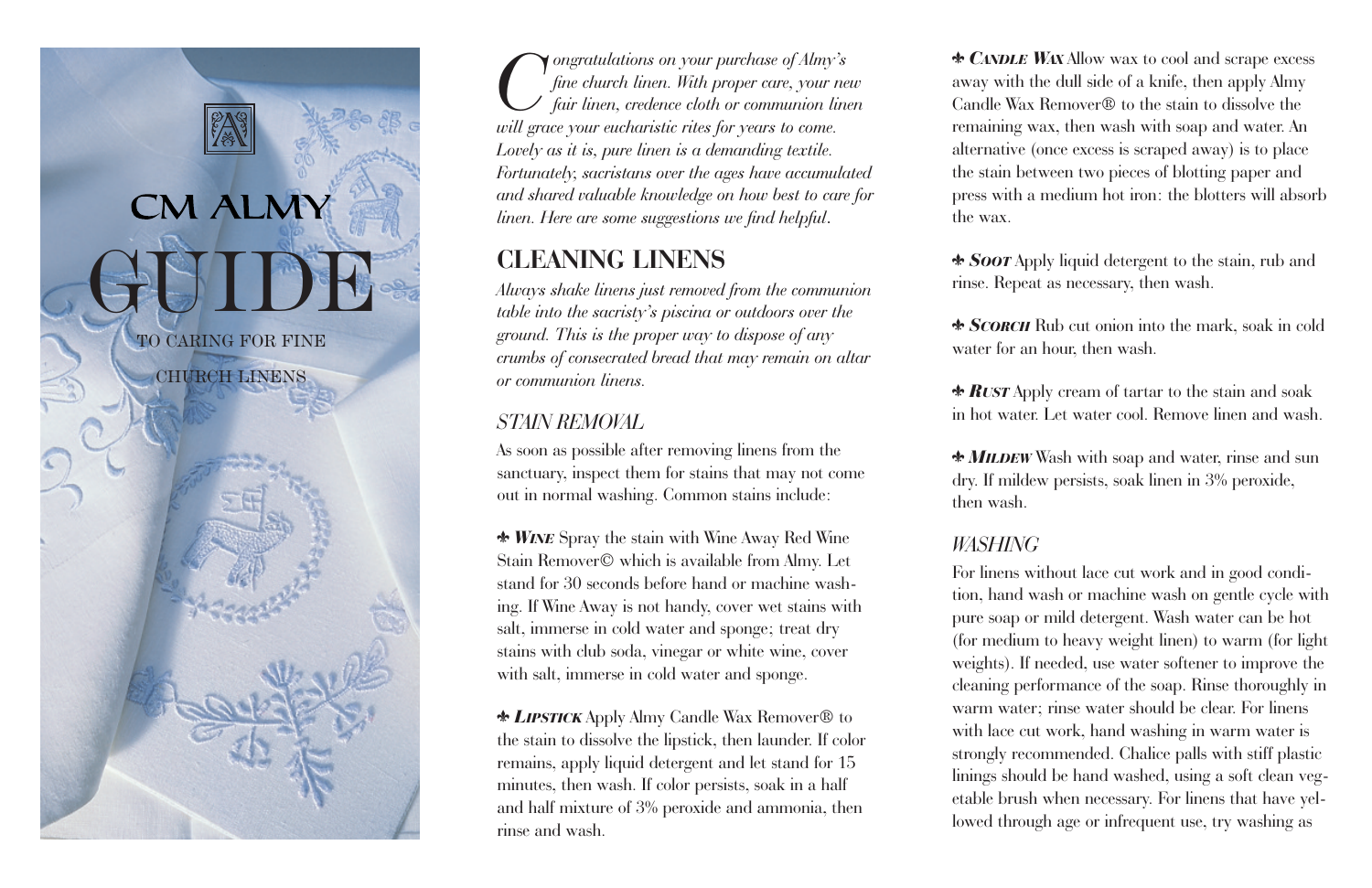# CM ALMY GUIDE

TO CARING FOR FINE CHURCH LINENS

*Congratulations on your purchase of Almy's fine church linen. With proper care, your new fair linen, credence cloth or communion linen will grace your eucharistic rites for years to come. Lovely as it is, pure linen is a demanding textile. Fortunately, sacristans over the ages have accumulated and shared valuable knowledge on how best to care for linen. Here are some suggestions we find helpful.*

## CLEANING LINENS

*Always shake linens just removed from the communion table into the sacristy's piscina or outdoors over the ground. This is the proper way to dispose of any crumbs of consecrated bread that may remain on altar or communion linens.*

### *STAIN REMOVAL*

As soon as possible after removing linens from the sanctuary, inspect them for stains that may not come out in normal washing. Common stains include:

✤ ***WINE*** Spray the stain with Wine Away Red Wine Stain Remover© which is available from Almy. Let stand for 30 seconds before hand or machine washing. If Wine Away is not handy, cover wet stains with salt, immerse in cold water and sponge; treat dry stains with club soda, vinegar or white wine, cover with salt, immerse in cold water and sponge.

✤ ***LIPSTICK*** Apply Almy Candle Wax Remover® to the stain to dissolve the lipstick, then launder. If color remains, apply liquid detergent and let stand for 15 minutes, then wash. If color persists, soak in a half and half mixture of 3% peroxide and ammonia, then rinse and wash.

✤ ***CANDLE WAX*** Allow wax to cool and scrape excess away with the dull side of a knife, then apply Almy Candle Wax Remover® to the stain to dissolve the remaining wax, then wash with soap and water. An alternative (once excess is scraped away) is to place the stain between two pieces of blotting paper and press with a medium hot iron: the blotters will absorb the wax.

✤ ***SOOT*** Apply liquid detergent to the stain, rub and rinse. Repeat as necessary, then wash.

✤ ***SCORCH*** Rub cut onion into the mark, soak in cold water for an hour, then wash.

✤ ***RUST*** Apply cream of tartar to the stain and soak in hot water. Let water cool. Remove linen and wash.

✤ ***MILDEW*** Wash with soap and water, rinse and sun dry. If mildew persists, soak linen in 3% peroxide, then wash.

### *WASHING*

For linens without lace cut work and in good condition, hand wash or machine wash on gentle cycle with pure soap or mild detergent. Wash water can be hot (for medium to heavy weight linen) to warm (for light weights). If needed, use water softener to improve the cleaning performance of the soap. Rinse thoroughly in warm water; rinse water should be clear. For linens with lace cut work, hand washing in warm water is strongly recommended. Chalice palls with stiff plastic linings should be hand washed, using a soft clean vegetable brush when necessary. For linens that have yellowed through age or infrequent use, try washing as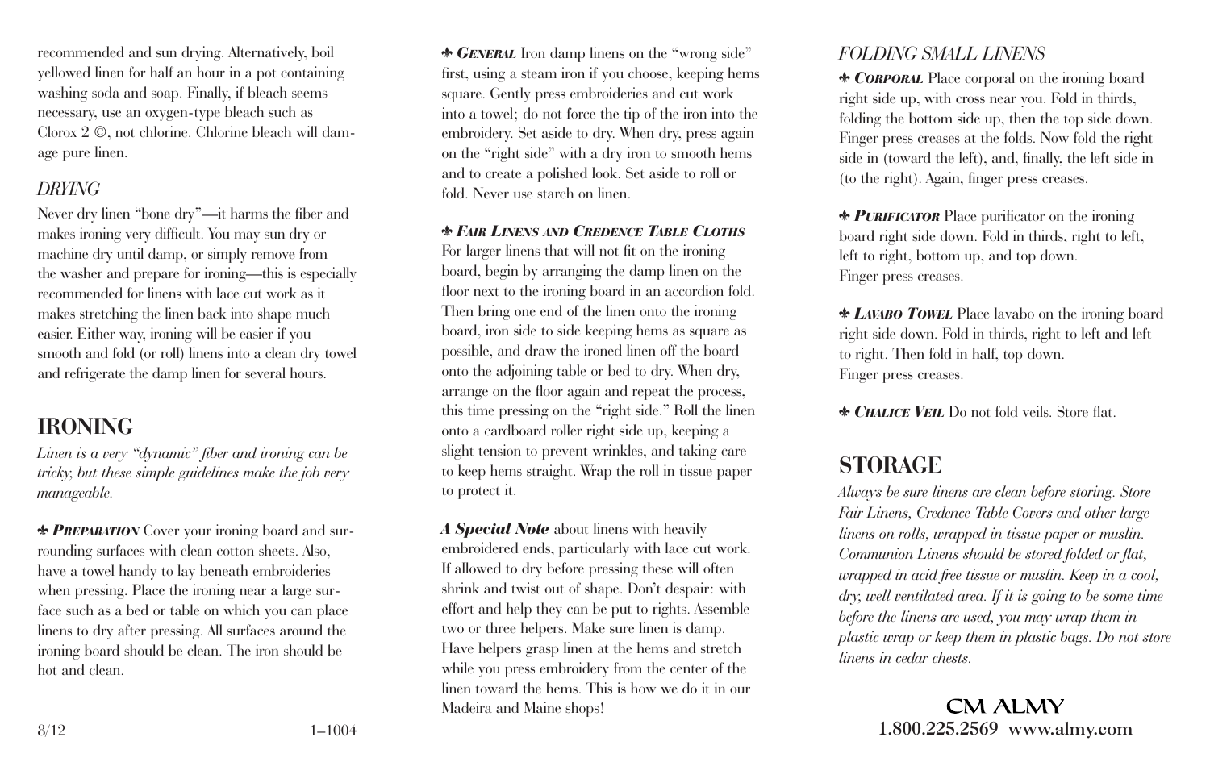recommended and sun drying. Alternatively, boil yellowed linen for half an hour in a pot containing washing soda and soap. Finally, if bleach seems necessary, use an oxygen-type bleach such as Clorox 2 ©, not chlorine. Chlorine bleach will damage pure linen.

### *DRYING*

Never dry linen "bone dry"—it harms the fiber and makes ironing very difficult. You may sun dry or machine dry until damp, or simply remove from the washer and prepare for ironing—this is especially recommended for linens with lace cut work as it makes stretching the linen back into shape much easier. Either way, ironing will be easier if you smooth and fold (or roll) linens into a clean dry towel and refrigerate the damp linen for several hours.

## IRONING

*Linen is a very "dynamic" fiber and ironing can be tricky, but these simple guidelines make the job very manageable.*

✤ ***PREPARATION*** Cover your ironing board and surrounding surfaces with clean cotton sheets. Also, have a towel handy to lay beneath embroideries when pressing. Place the ironing near a large surface such as a bed or table on which you can place linens to dry after pressing. All surfaces around the ironing board should be clean. The iron should be hot and clean.

✤ ***GENERAL*** Iron damp linens on the "wrong side" first, using a steam iron if you choose, keeping hems square. Gently press embroideries and cut work into a towel; do not force the tip of the iron into the embroidery. Set aside to dry. When dry, press again on the "right side" with a dry iron to smooth hems and to create a polished look. Set aside to roll or fold. Never use starch on linen.

✤ ***FAIR LINENS AND CREDENCE TABLE CLOTHS*** For larger linens that will not fit on the ironing board, begin by arranging the damp linen on the floor next to the ironing board in an accordion fold. Then bring one end of the linen onto the ironing board, iron side to side keeping hems as square as possible, and draw the ironed linen off the board onto the adjoining table or bed to dry. When dry, arrange on the floor again and repeat the process, this time pressing on the "right side." Roll the linen onto a cardboard roller right side up, keeping a slight tension to prevent wrinkles, and taking care to keep hems straight. Wrap the roll in tissue paper to protect it.

***A Special Note*** about linens with heavily embroidered ends, particularly with lace cut work. If allowed to dry before pressing these will often shrink and twist out of shape. Don't despair: with effort and help they can be put to rights. Assemble two or three helpers. Make sure linen is damp. Have helpers grasp linen at the hems and stretch while you press embroidery from the center of the linen toward the hems. This is how we do it in our Madeira and Maine shops!

### *FOLDING SMALL LINENS*

✤ ***CORPORAL*** Place corporal on the ironing board right side up, with cross near you. Fold in thirds, folding the bottom side up, then the top side down. Finger press creases at the folds. Now fold the right side in (toward the left), and, finally, the left side in (to the right). Again, finger press creases.

✤ ***PURIFICATOR*** Place purificator on the ironing board right side down. Fold in thirds, right to left, left to right, bottom up, and top down. Finger press creases.

✤ ***LAVABO TOWEL*** Place lavabo on the ironing board right side down. Fold in thirds, right to left and left to right. Then fold in half, top down. Finger press creases.

✤ ***CHALICE VEIL*** Do not fold veils. Store flat.

## STORAGE

*Always be sure linens are clean before storing. Store Fair Linens, Credence Table Covers and other large linens on rolls, wrapped in tissue paper or muslin. Communion Linens should be stored folded or flat, wrapped in acid free tissue or muslin. Keep in a cool, dry, well ventilated area. If it is going to be some time before the linens are used, you may wrap them in plastic wrap or keep them in plastic bags. Do not store linens in cedar chests.*

CM ALMY
**1.800.225.2569 www.almy.com**

8/12 1–1004